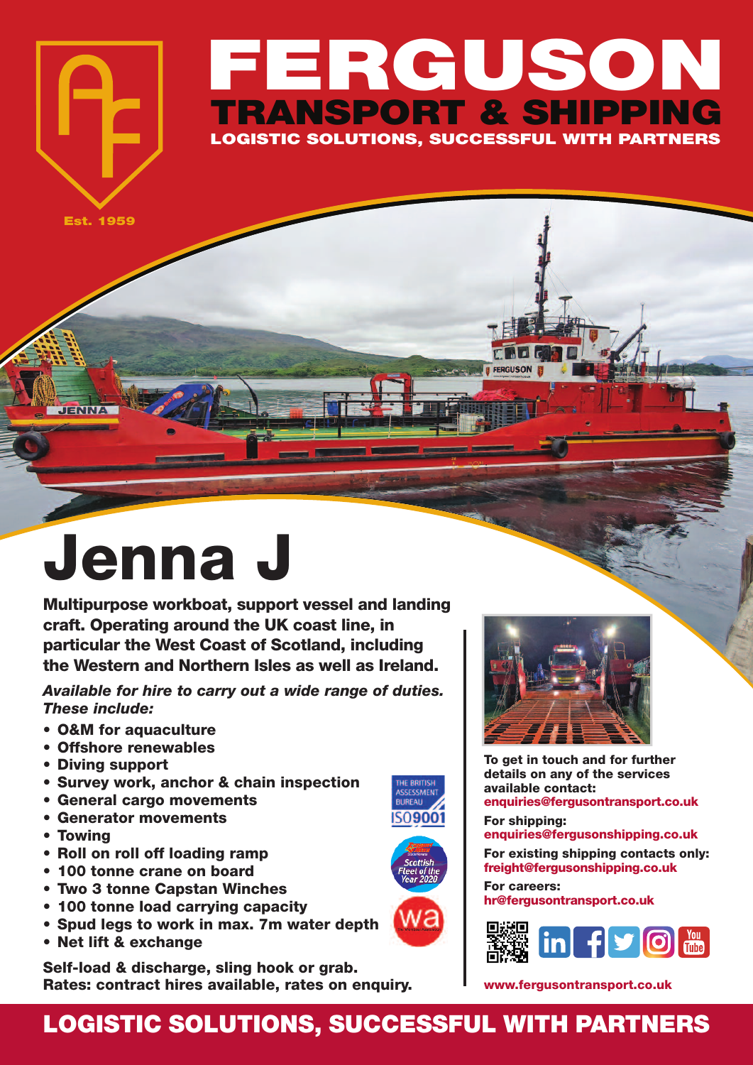# FERGUSON

## TRANSPORT & SHIPPING

LOGISTIC SOLUTIONS, SUCCESSFUL WITH PARTNERS

Est. 1959

# Jenna J

**Multipurpose workboat, support vessel and landing craft. Operating around the UK coast line, in particular the West Coast of Scotland, including the Western and Northern Isles as well as Ireland.**

***Available for hire to carry out a wide range of duties. These include:***

- **O&M for aquaculture**
- **Offshore renewables**
- **Diving support**
- **Survey work, anchor & chain inspection**
- **General cargo movements**
- **Generator movements**
- **Towing**
- **Roll on roll off loading ramp**
- **100 tonne crane on board**
- **Two 3 tonne Capstan Winches**
- **100 tonne load carrying capacity**
- **Spud legs to work in max. 7m water depth**
- **Net lift & exchange**

**Self-load & discharge, sling hook or grab.**
**Rates: contract hires available, rates on enquiry.**

**To get in touch and for further details on any of the services available contact:**
**enquiries@fergusontransport.co.uk**

**For shipping:**
**enquiries@fergusonshipping.co.uk**

**For existing shipping contacts only:**
**freight@fergusonshipping.co.uk**

**For careers:**
**hr@fergusontransport.co.uk**

**www.fergusontransport.co.uk**

## LOGISTIC SOLUTIONS, SUCCESSFUL WITH PARTNERS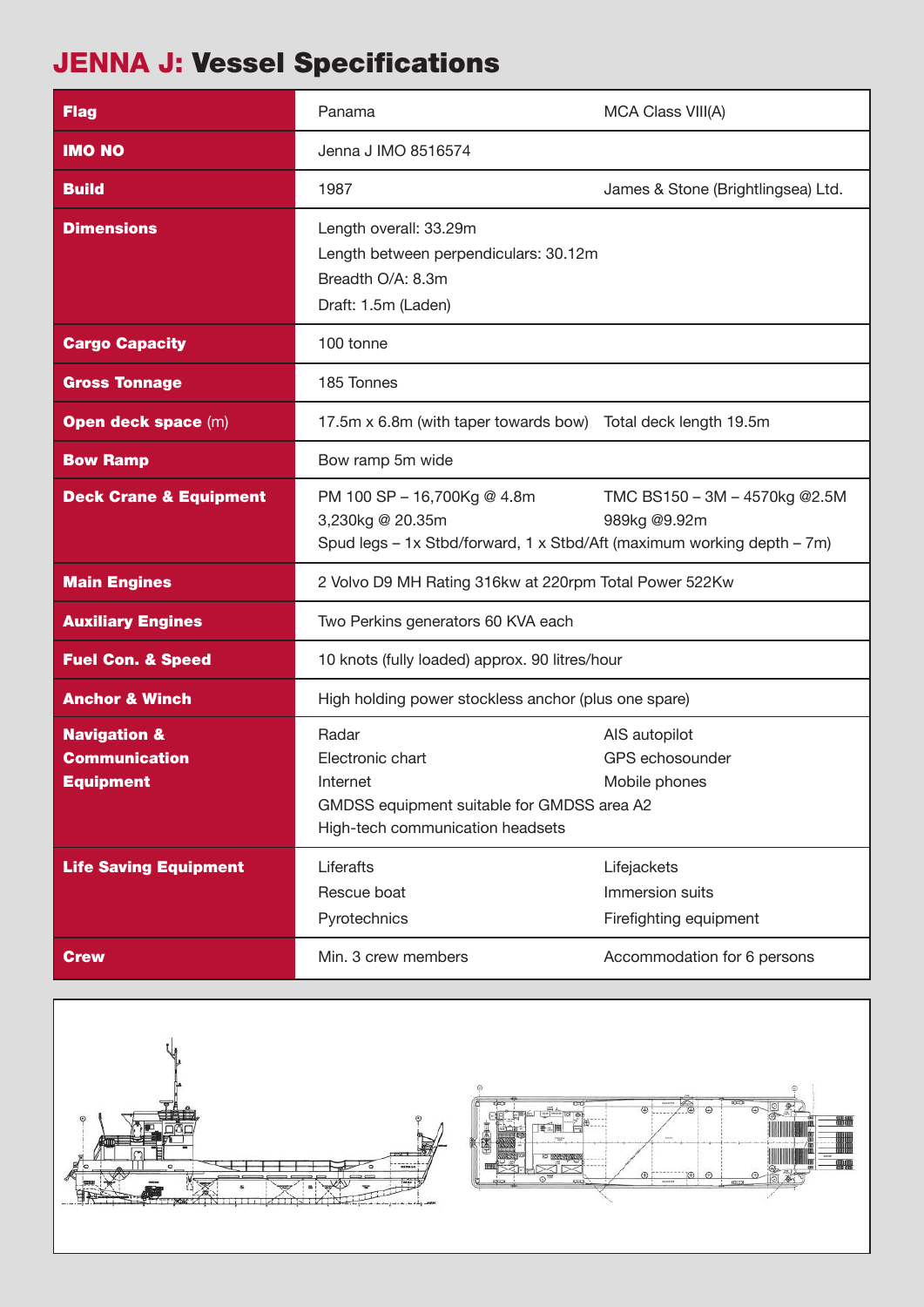# JENNA J: Vessel Specifications

| | | |
|---|---|---|
| **Flag** | Panama | MCA Class VIII(A) |
| **IMO NO** | Jenna J IMO 8516574 | |
| **Build** | 1987 | James & Stone (Brightlingsea) Ltd. |
| **Dimensions** | Length overall: 33.29m<br>Length between perpendiculars: 30.12m<br>Breadth O/A: 8.3m<br>Draft: 1.5m (Laden) | |
| **Cargo Capacity** | 100 tonne | |
| **Gross Tonnage** | 185 Tonnes | |
| **Open deck space** (m) | 17.5m x 6.8m (with taper towards bow) | Total deck length 19.5m |
| **Bow Ramp** | Bow ramp 5m wide | |
| **Deck Crane & Equipment** | PM 100 SP – 16,700Kg @ 4.8m<br>3,230kg @ 20.35m<br>Spud legs – 1x Stbd/forward, 1 x Stbd/Aft (maximum working depth – 7m) | TMC BS150 – 3M – 4570kg @2.5M<br>989kg @9.92m |
| **Main Engines** | 2 Volvo D9 MH Rating 316kw at 220rpm Total Power 522Kw | |
| **Auxiliary Engines** | Two Perkins generators 60 KVA each | |
| **Fuel Con. & Speed** | 10 knots (fully loaded) approx. 90 litres/hour | |
| **Anchor & Winch** | High holding power stockless anchor (plus one spare) | |
| **Navigation & Communication Equipment** | Radar<br>Electronic chart<br>Internet<br>GMDSS equipment suitable for GMDSS area A2<br>High-tech communication headsets | AIS autopilot<br>GPS echosounder<br>Mobile phones |
| **Life Saving Equipment** | Liferafts<br>Rescue boat<br>Pyrotechnics | Lifejackets<br>Immersion suits<br>Firefighting equipment |
| **Crew** | Min. 3 crew members | Accommodation for 6 persons |